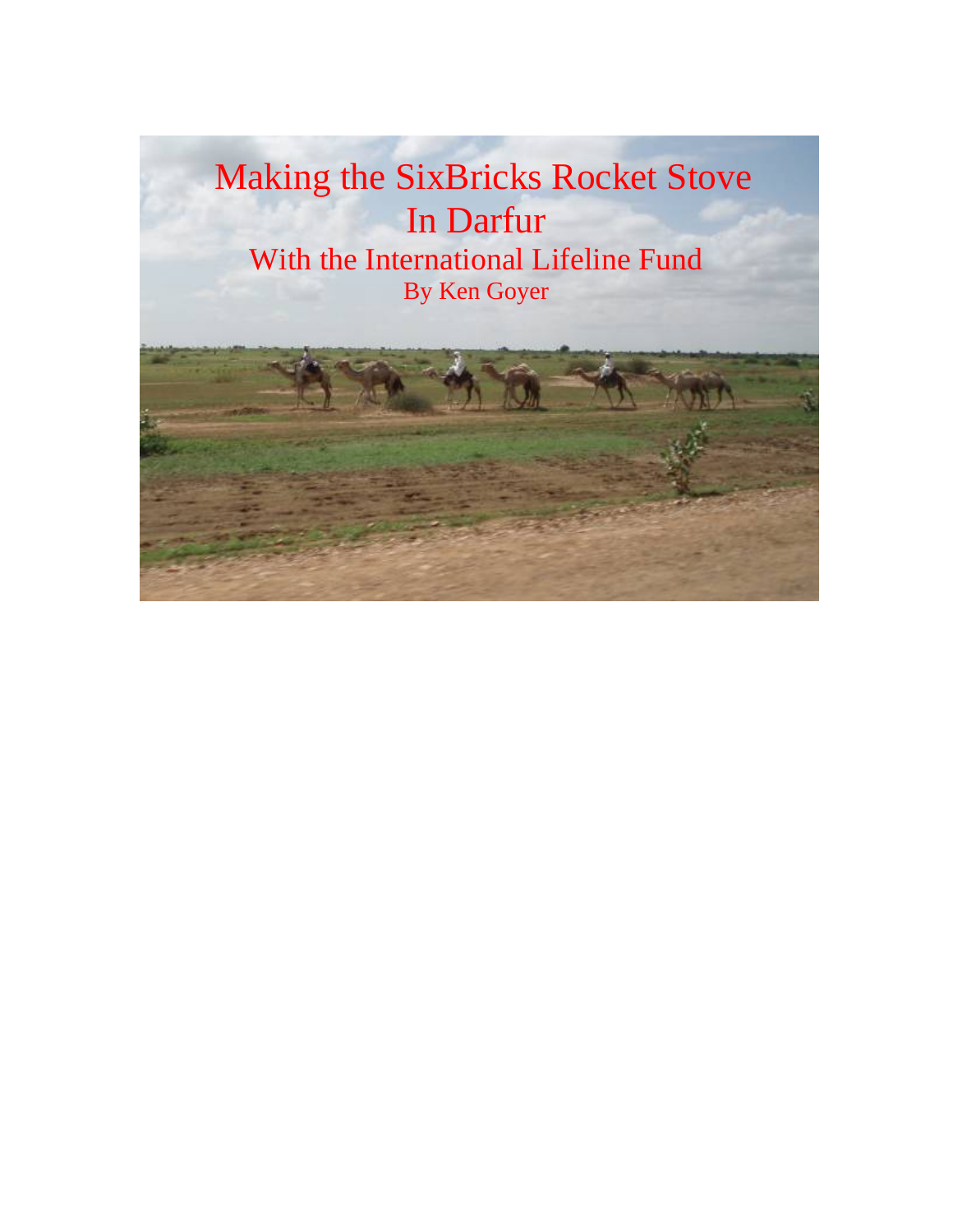# Making the SixBricks Rocket Stove In Darfur

## With the International Lifeline Fund

### By Ken Goyer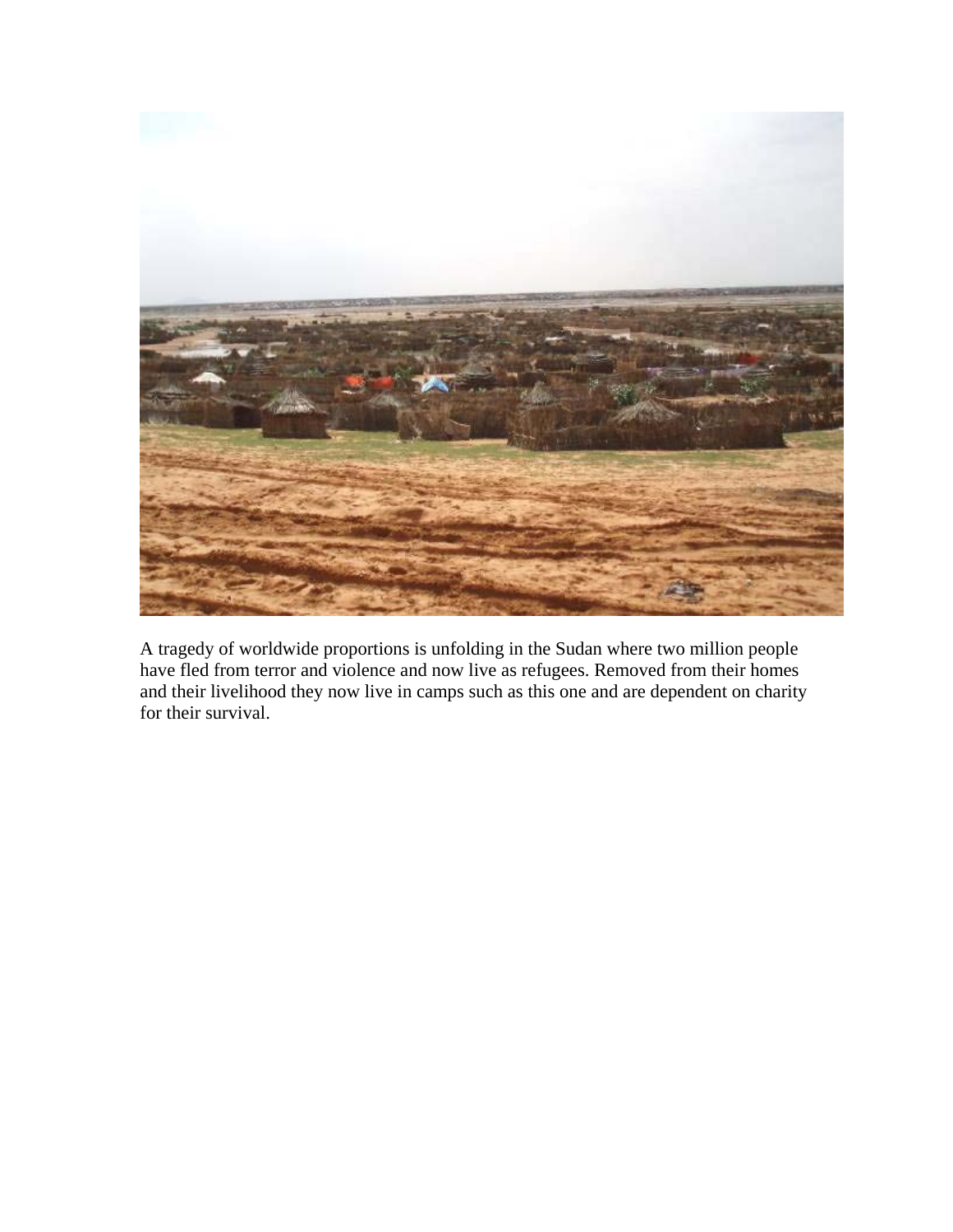A tragedy of worldwide proportions is unfolding in the Sudan where two million people have fled from terror and violence and now live as refugees. Removed from their homes and their livelihood they now live in camps such as this one and are dependent on charity for their survival.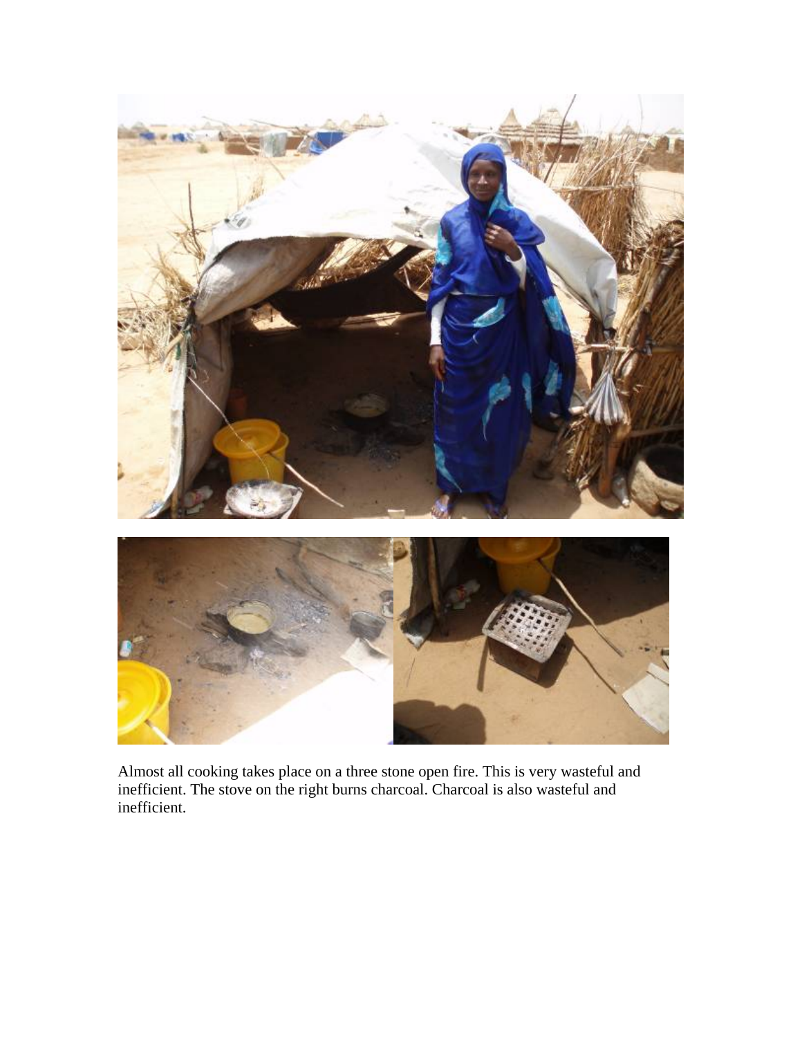Almost all cooking takes place on a three stone open fire. This is very wasteful and inefficient. The stove on the right burns charcoal. Charcoal is also wasteful and inefficient.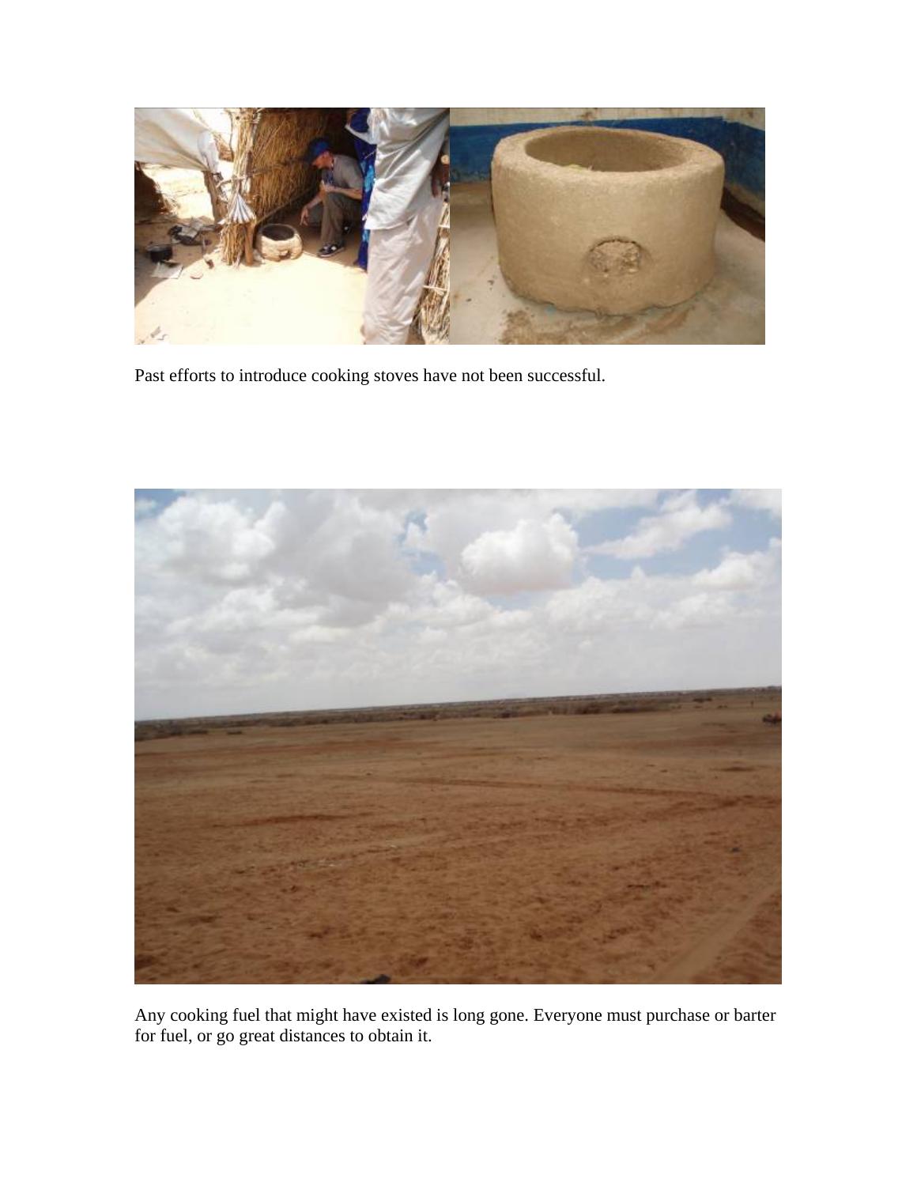Past efforts to introduce cooking stoves have not been successful.

Any cooking fuel that might have existed is long gone. Everyone must purchase or barter for fuel, or go great distances to obtain it.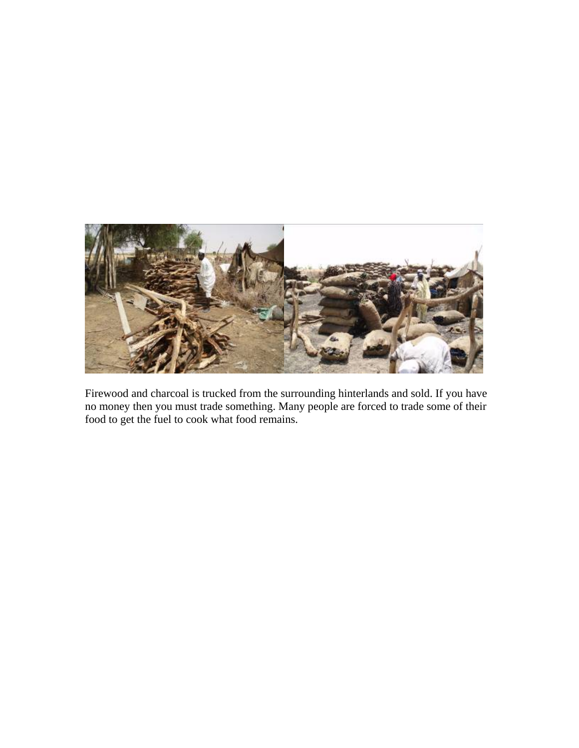Firewood and charcoal is trucked from the surrounding hinterlands and sold. If you have no money then you must trade something. Many people are forced to trade some of their food to get the fuel to cook what food remains.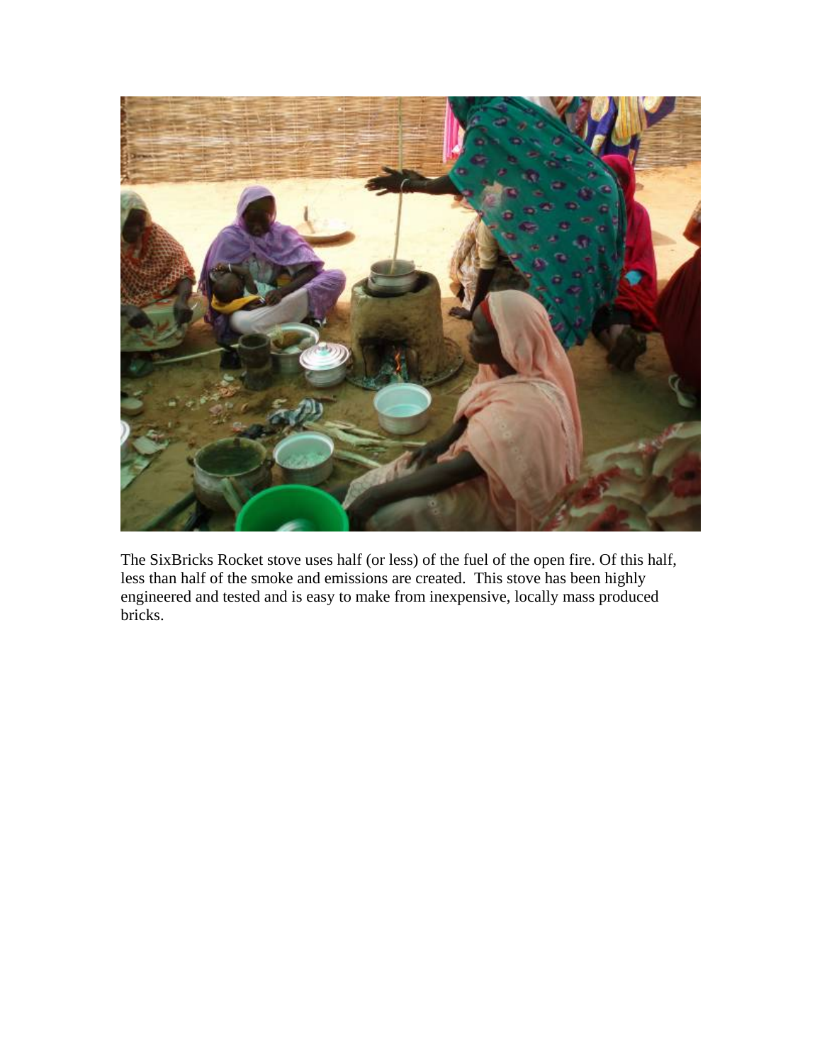The SixBricks Rocket stove uses half (or less) of the fuel of the open fire. Of this half, less than half of the smoke and emissions are created. This stove has been highly engineered and tested and is easy to make from inexpensive, locally mass produced bricks.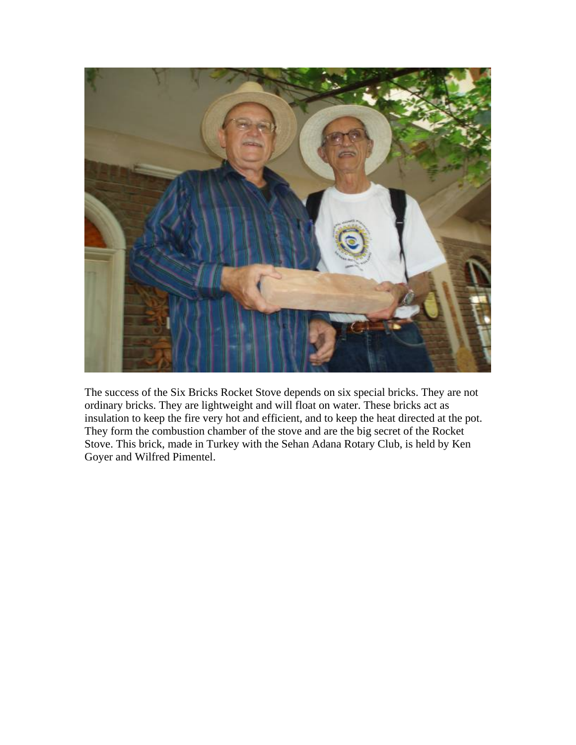The success of the Six Bricks Rocket Stove depends on six special bricks. They are not ordinary bricks. They are lightweight and will float on water. These bricks act as insulation to keep the fire very hot and efficient, and to keep the heat directed at the pot. They form the combustion chamber of the stove and are the big secret of the Rocket Stove. This brick, made in Turkey with the Sehan Adana Rotary Club, is held by Ken Goyer and Wilfred Pimentel.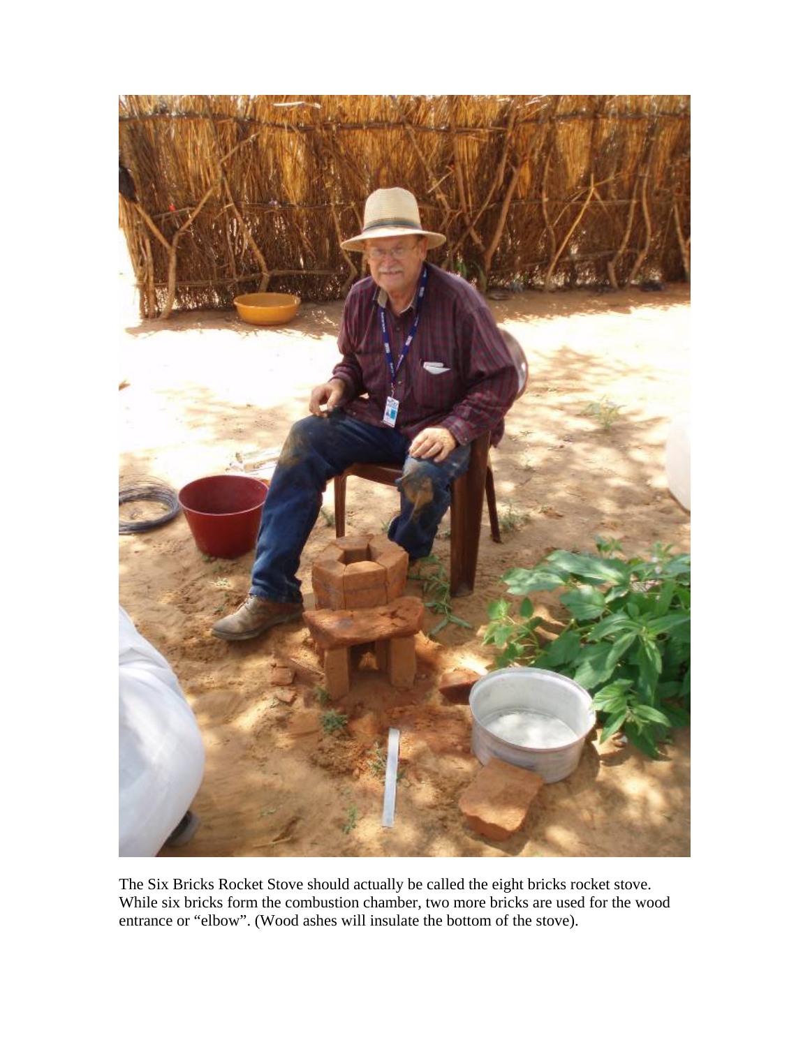The Six Bricks Rocket Stove should actually be called the eight bricks rocket stove. While six bricks form the combustion chamber, two more bricks are used for the wood entrance or "elbow". (Wood ashes will insulate the bottom of the stove).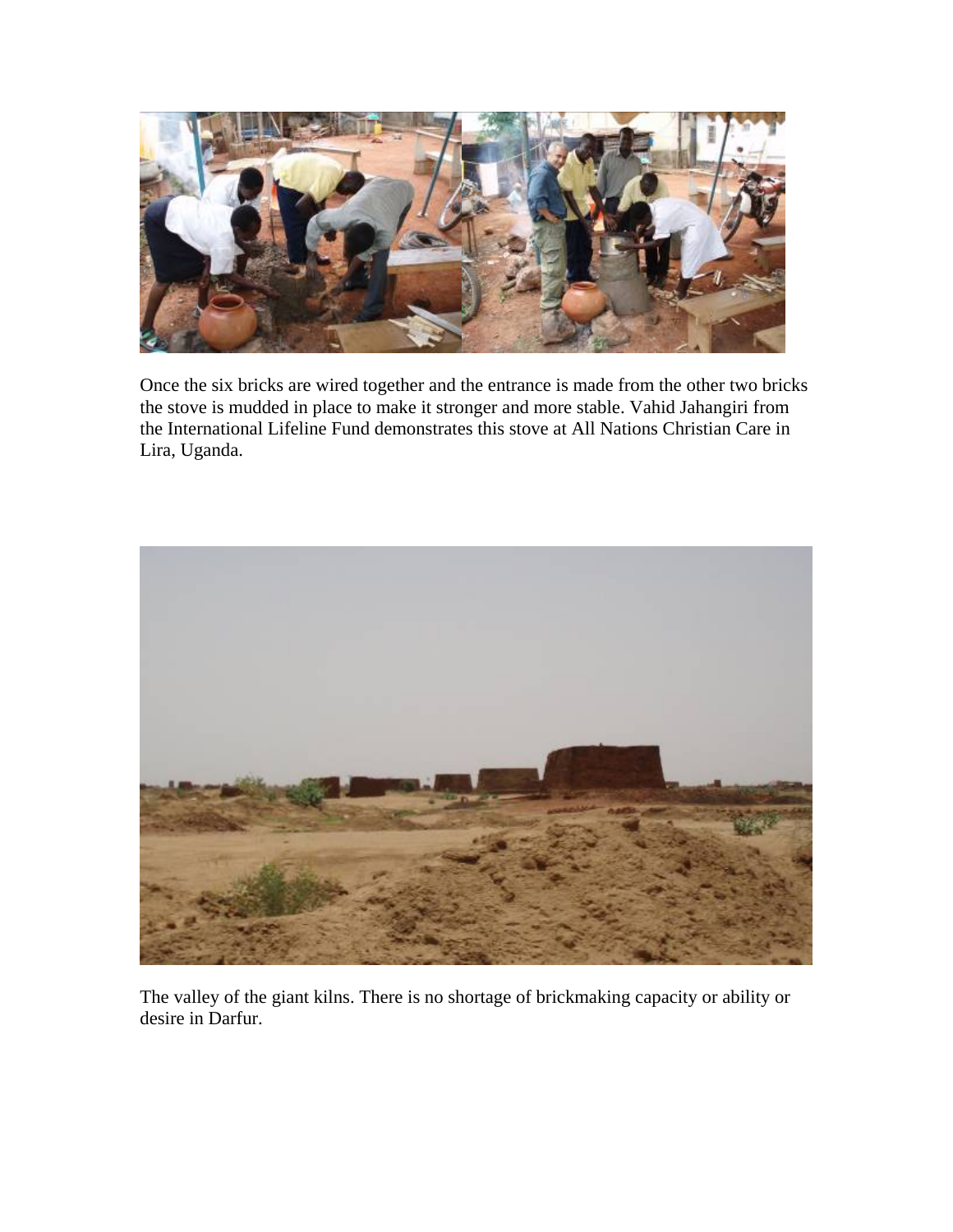Once the six bricks are wired together and the entrance is made from the other two bricks the stove is mudded in place to make it stronger and more stable. Vahid Jahangiri from the International Lifeline Fund demonstrates this stove at All Nations Christian Care in Lira, Uganda.

The valley of the giant kilns. There is no shortage of brickmaking capacity or ability or desire in Darfur.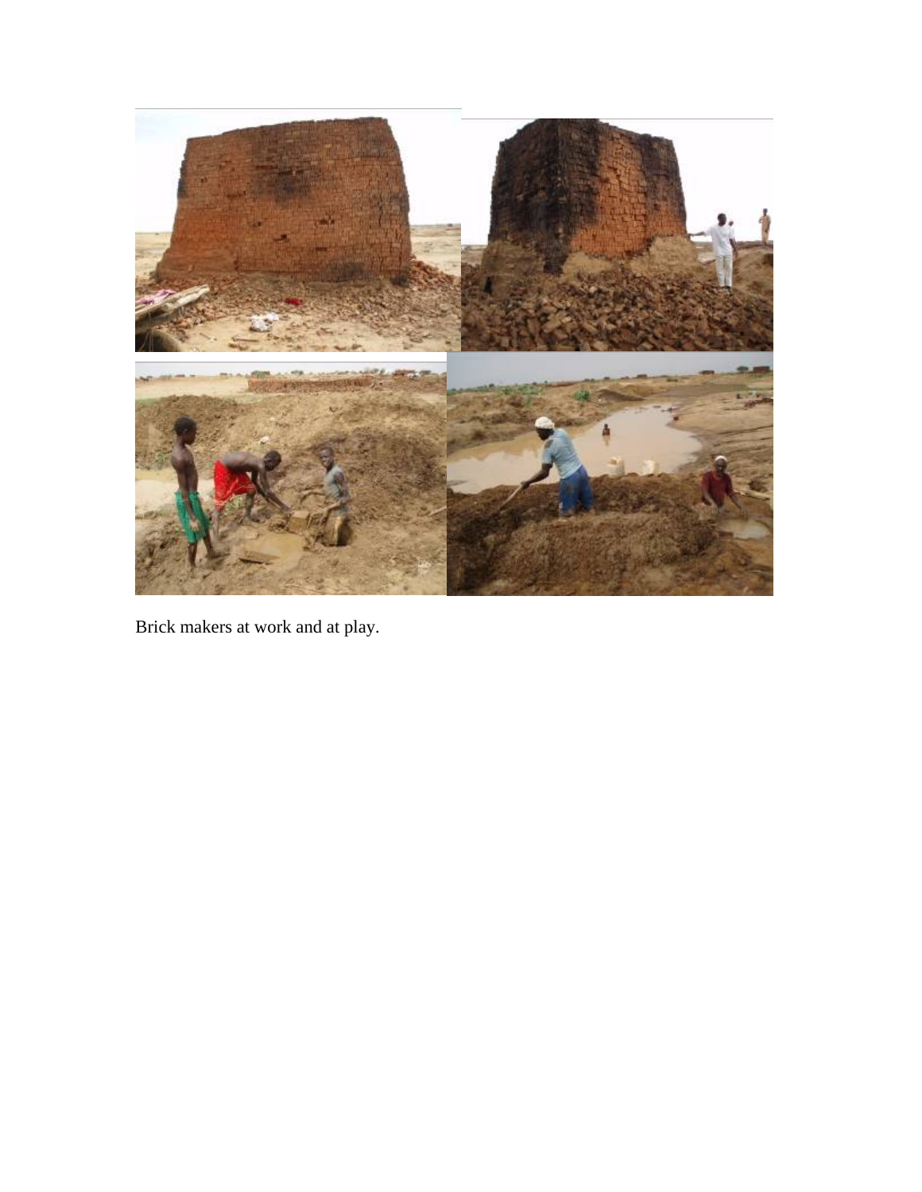Brick makers at work and at play.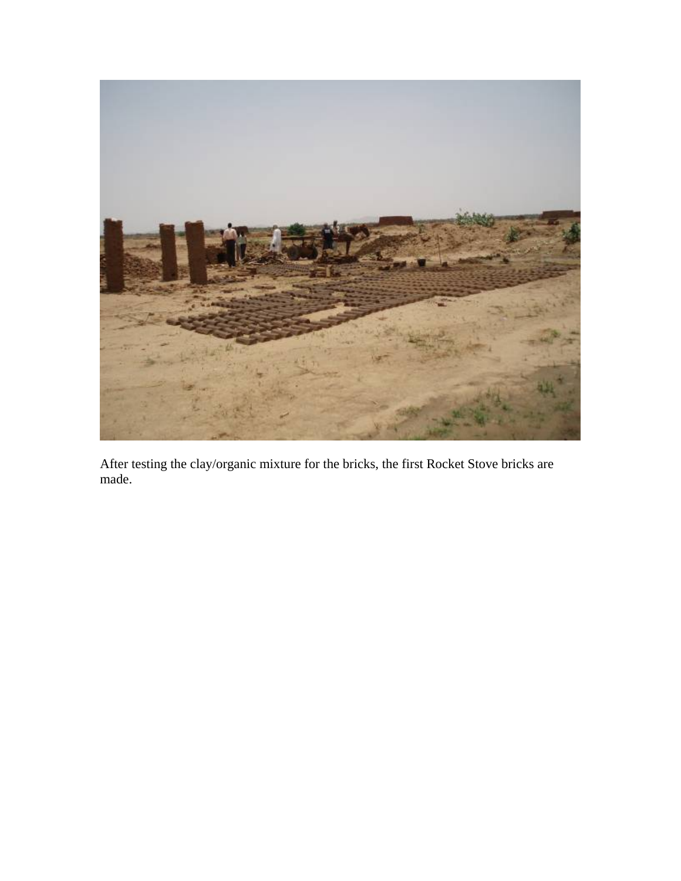After testing the clay/organic mixture for the bricks, the first Rocket Stove bricks are made.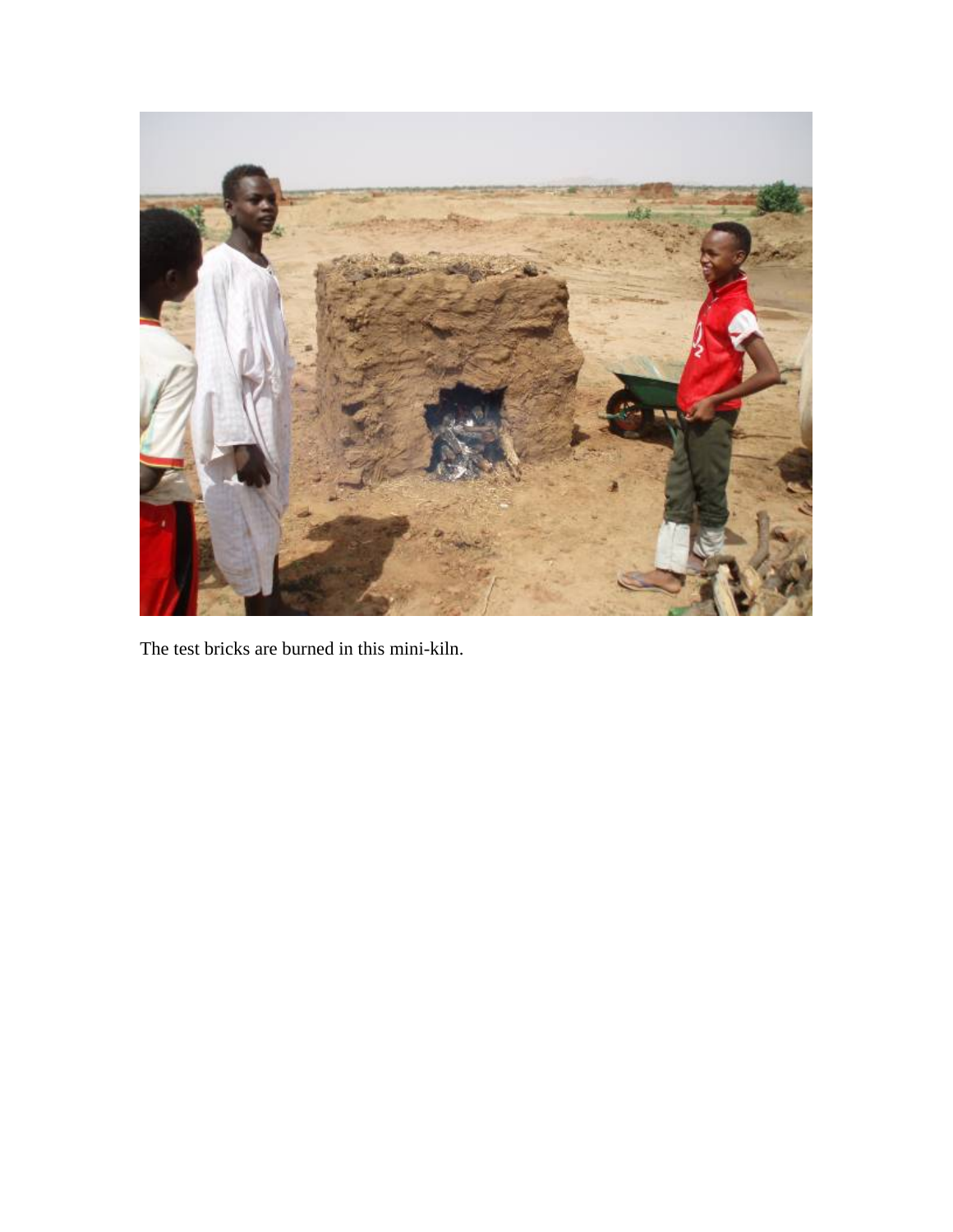The test bricks are burned in this mini-kiln.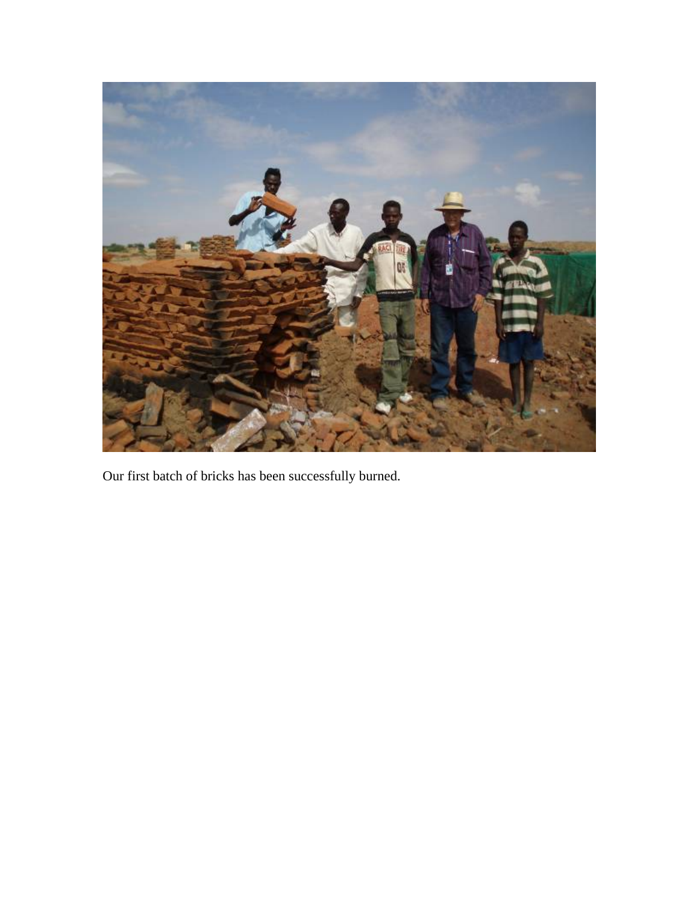Our first batch of bricks has been successfully burned.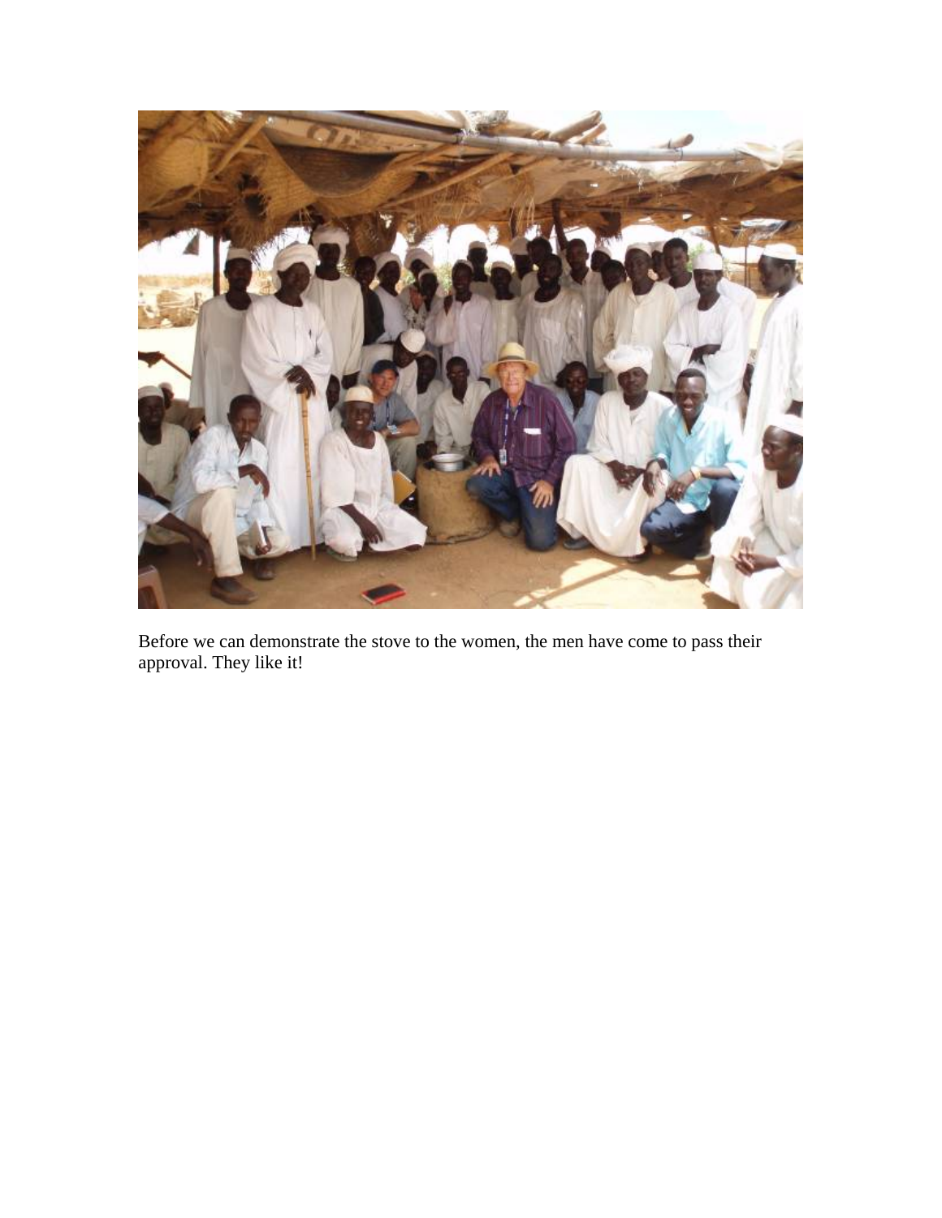Before we can demonstrate the stove to the women, the men have come to pass their approval. They like it!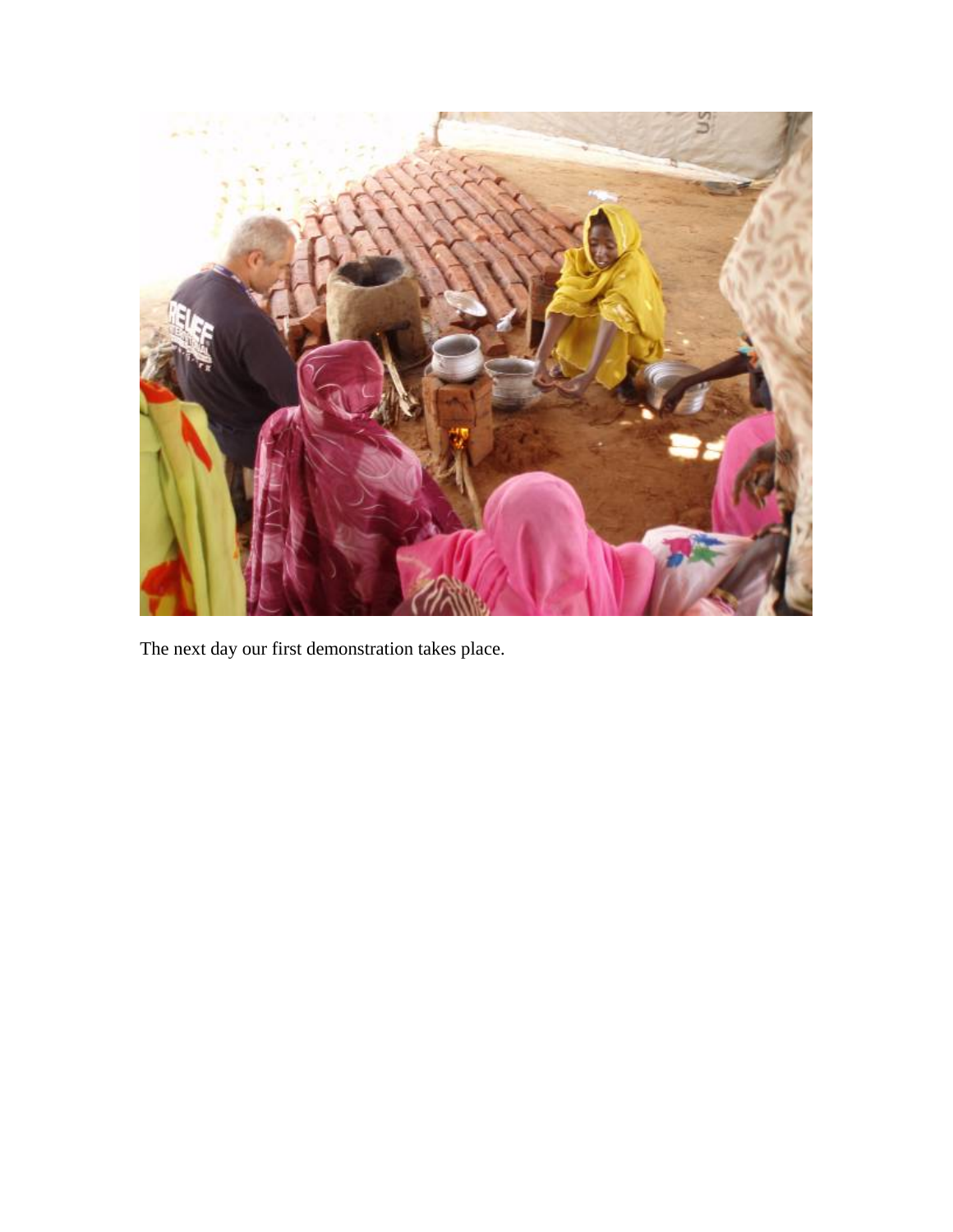The next day our first demonstration takes place.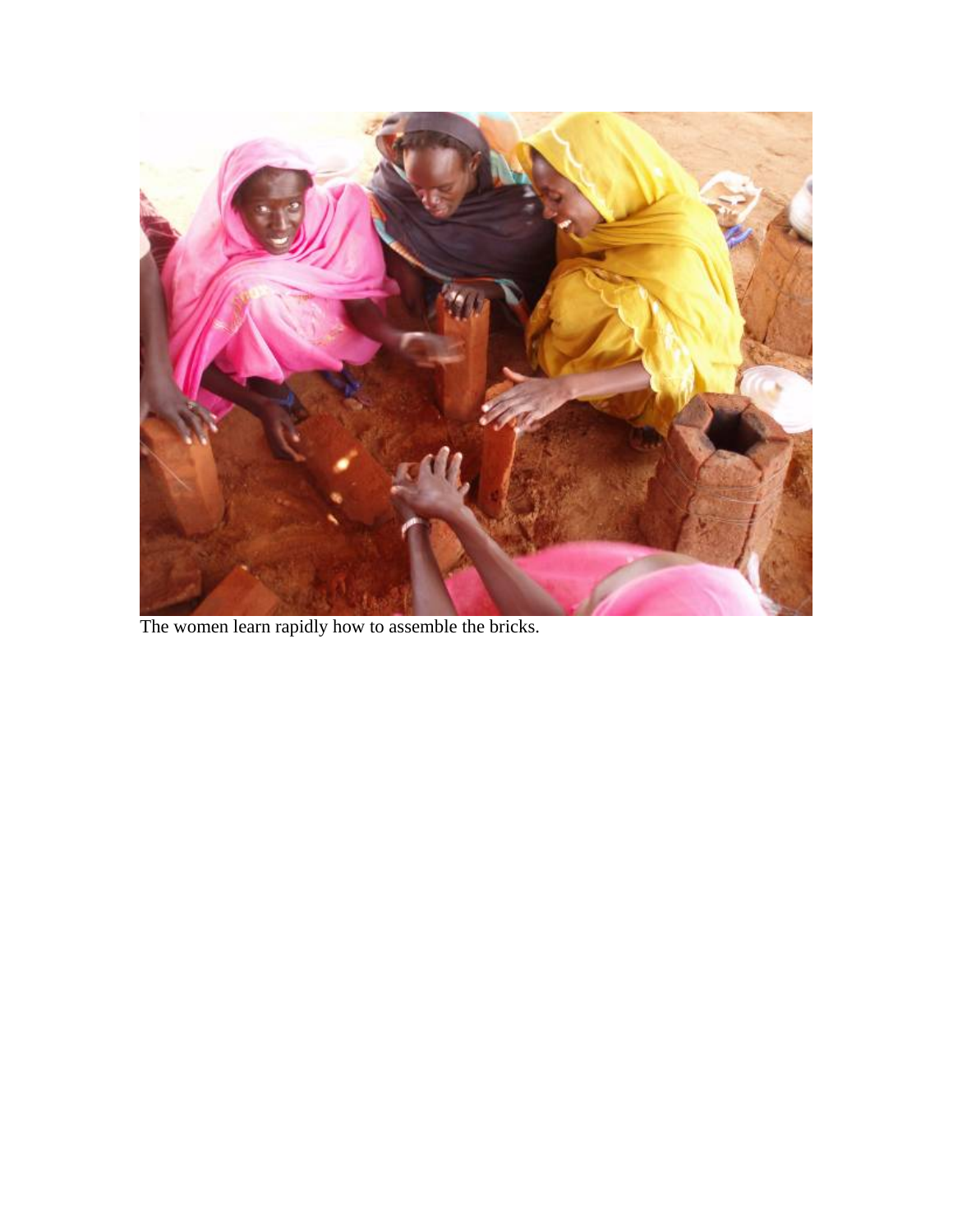The women learn rapidly how to assemble the bricks.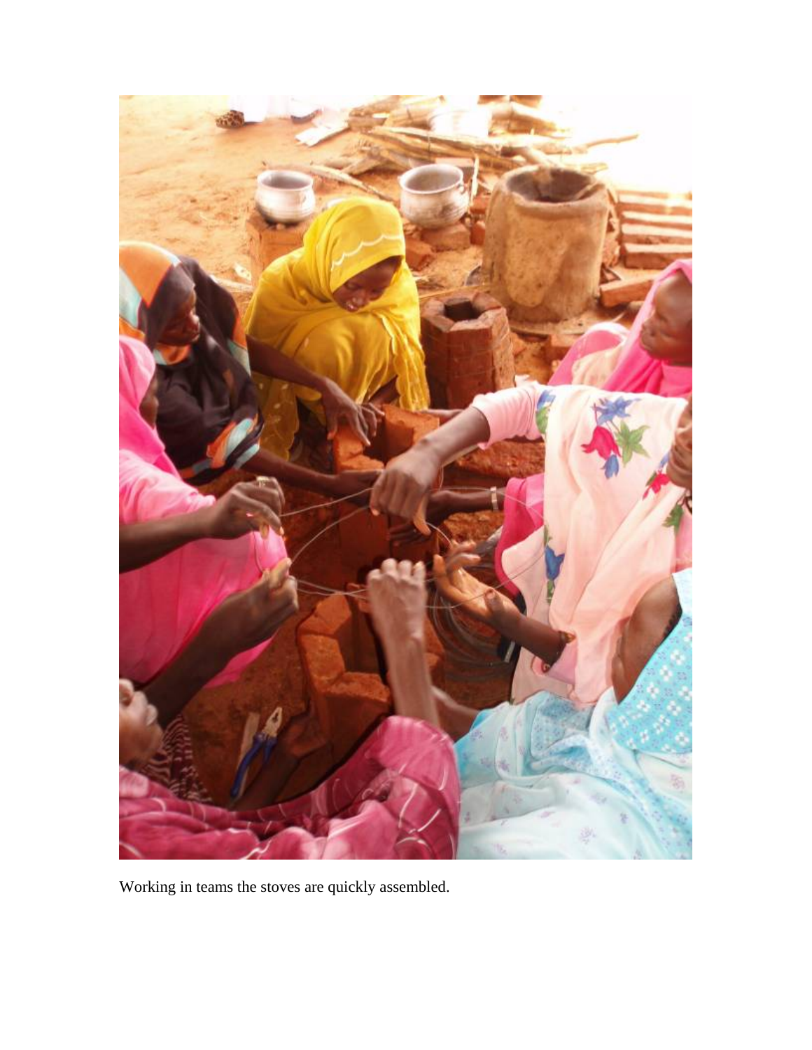Working in teams the stoves are quickly assembled.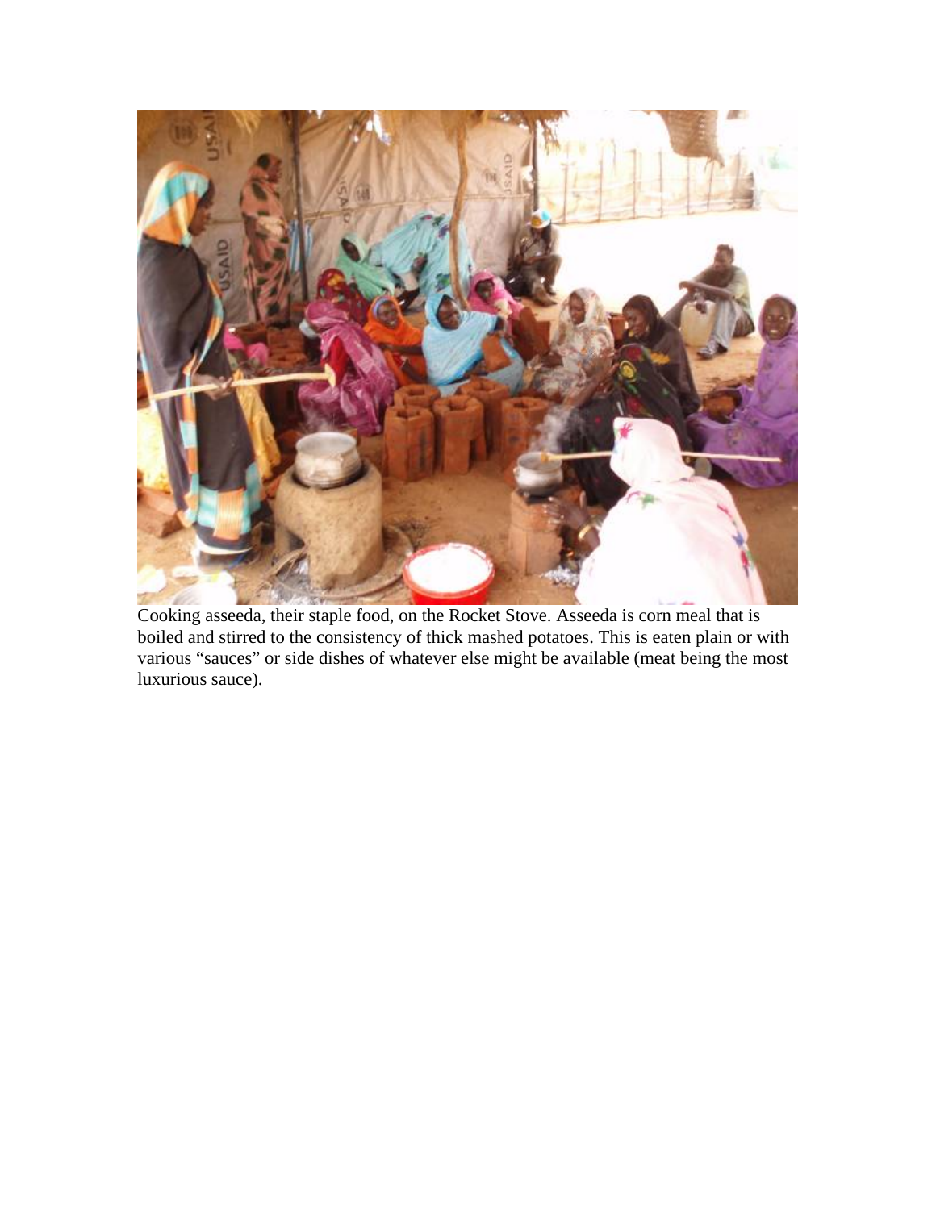Cooking asseeda, their staple food, on the Rocket Stove. Asseeda is corn meal that is boiled and stirred to the consistency of thick mashed potatoes. This is eaten plain or with various "sauces" or side dishes of whatever else might be available (meat being the most luxurious sauce).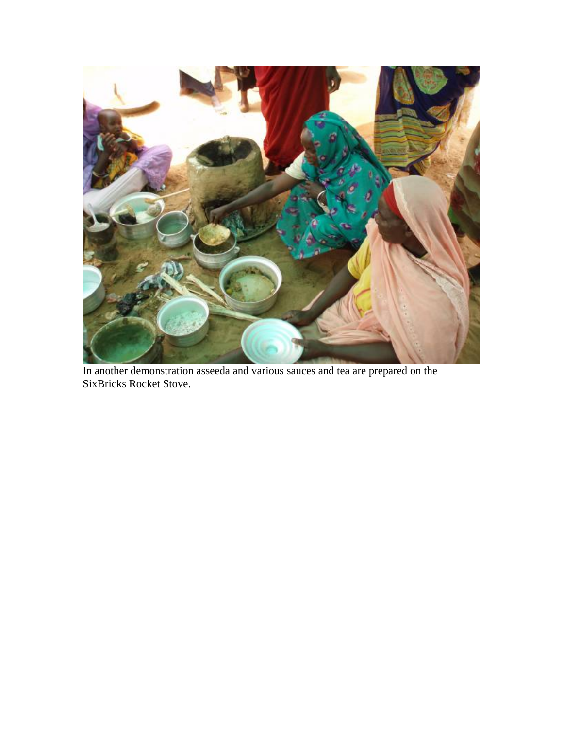In another demonstration asseeda and various sauces and tea are prepared on the SixBricks Rocket Stove.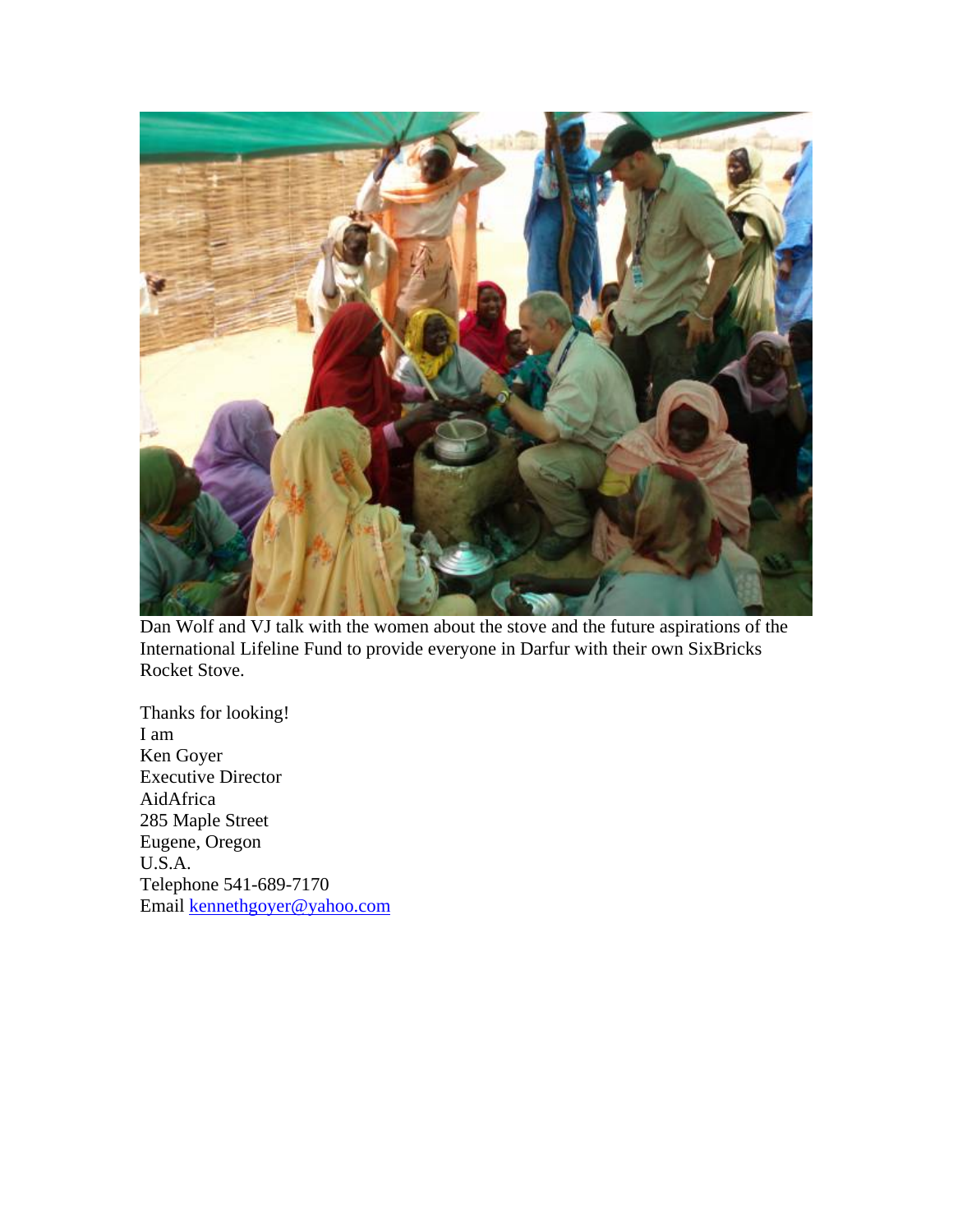Dan Wolf and VJ talk with the women about the stove and the future aspirations of the International Lifeline Fund to provide everyone in Darfur with their own SixBricks Rocket Stove.

Thanks for looking!
I am
Ken Goyer
Executive Director
AidAfrica
285 Maple Street
Eugene, Oregon
U.S.A.
Telephone 541-689-7170
Email kennethgoyer@yahoo.com